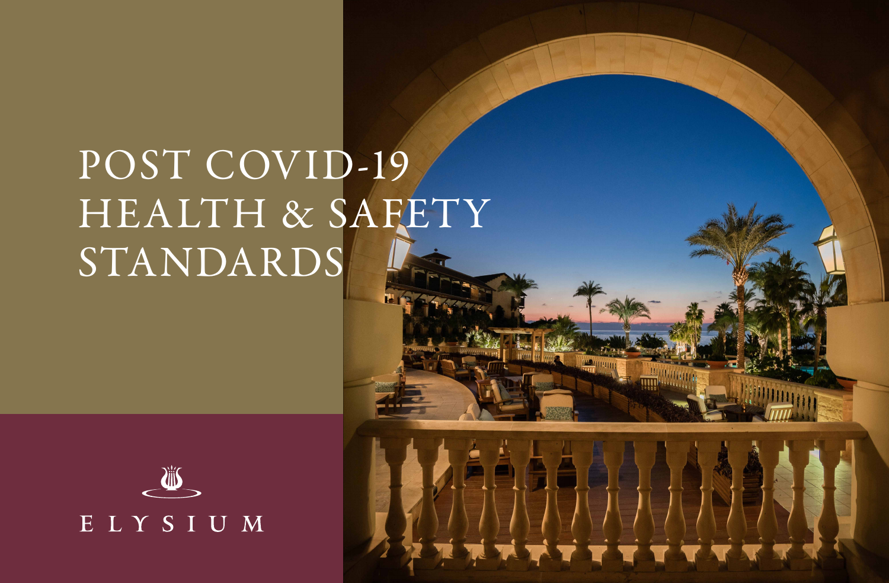# POST COVID-19 HEALTH & SAFETY STANDARDS

ELYSIUM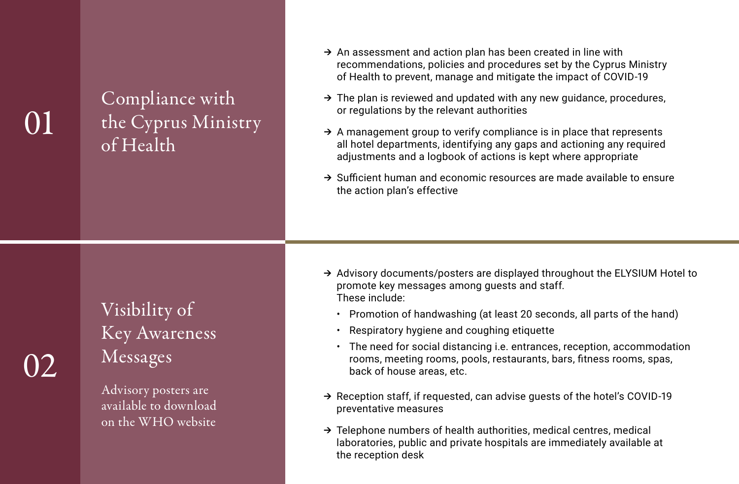## 01 Compliance with the Cyprus Ministry of Health

- An assessment and action plan has been created in line with recommendations, policies and procedures set by the Cyprus Ministry of Health to prevent, manage and mitigate the impact of COVID-19
- The plan is reviewed and updated with any new guidance, procedures, or regulations by the relevant authorities
- A management group to verify compliance is in place that represents all hotel departments, identifying any gaps and actioning any required adjustments and a logbook of actions is kept where appropriate
- Sufficient human and economic resources are made available to ensure the action plan's effective

## 02 Visibility of Key Awareness Messages

Advisory posters are available to download on the WHO website

- Advisory documents/posters are displayed throughout the ELYSIUM Hotel to promote key messages among guests and staff.
  These include:
  - Promotion of handwashing (at least 20 seconds, all parts of the hand)
  - Respiratory hygiene and coughing etiquette
  - The need for social distancing i.e. entrances, reception, accommodation rooms, meeting rooms, pools, restaurants, bars, fitness rooms, spas, back of house areas, etc.
- Reception staff, if requested, can advise guests of the hotel's COVID-19 preventative measures
- Telephone numbers of health authorities, medical centres, medical laboratories, public and private hospitals are immediately available at the reception desk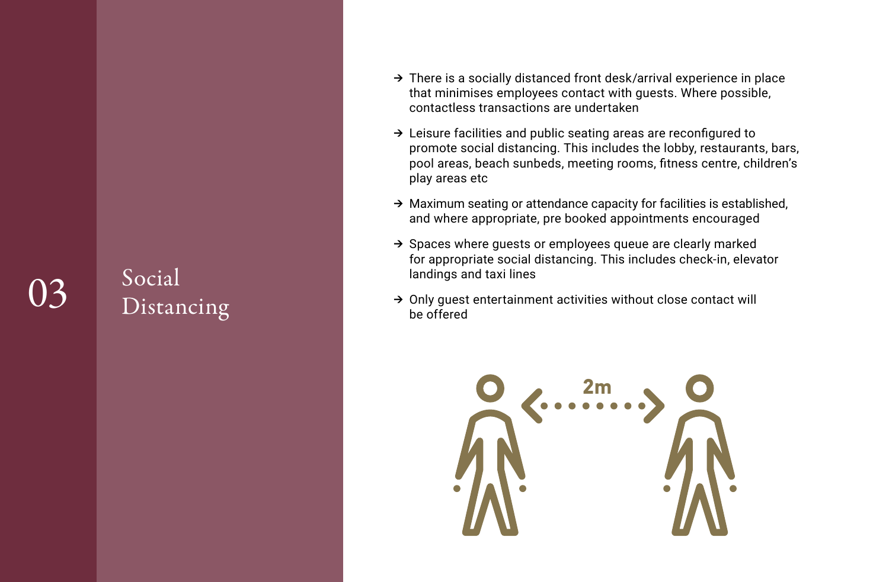## 03 Social Distancing

- There is a socially distanced front desk/arrival experience in place that minimises employees contact with guests. Where possible, contactless transactions are undertaken
- Leisure facilities and public seating areas are reconfigured to promote social distancing. This includes the lobby, restaurants, bars, pool areas, beach sunbeds, meeting rooms, fitness centre, children's play areas etc
- Maximum seating or attendance capacity for facilities is established, and where appropriate, pre booked appointments encouraged
- Spaces where guests or employees queue are clearly marked for appropriate social distancing. This includes check-in, elevator landings and taxi lines
- Only guest entertainment activities without close contact will be offered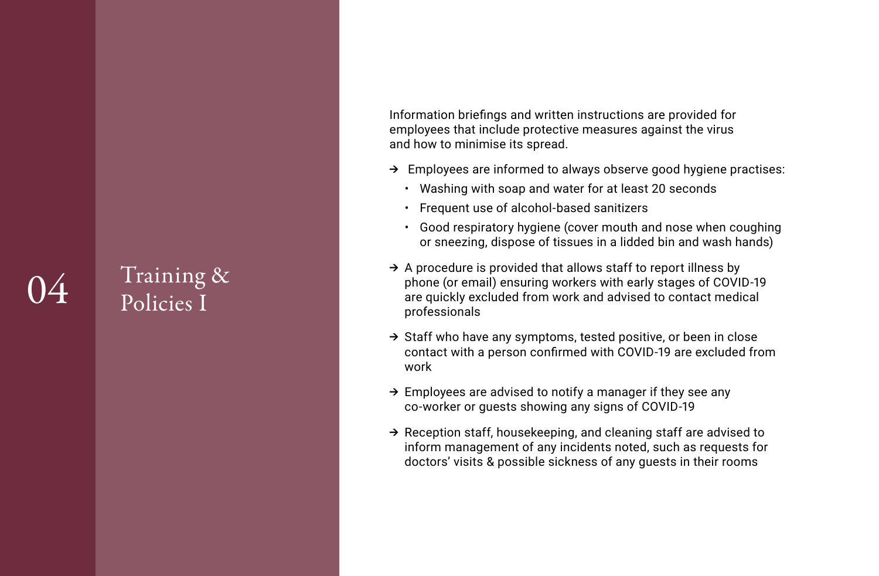# 04 Training & Policies I

Information briefings and written instructions are provided for employees that include protective measures against the virus and how to minimise its spread.

- Employees are informed to always observe good hygiene practises:
  - Washing with soap and water for at least 20 seconds
  - Frequent use of alcohol-based sanitizers
  - Good respiratory hygiene (cover mouth and nose when coughing or sneezing, dispose of tissues in a lidded bin and wash hands)
- A procedure is provided that allows staff to report illness by phone (or email) ensuring workers with early stages of COVID-19 are quickly excluded from work and advised to contact medical professionals
- Staff who have any symptoms, tested positive, or been in close contact with a person confirmed with COVID-19 are excluded from work
- Employees are advised to notify a manager if they see any co-worker or guests showing any signs of COVID-19
- Reception staff, housekeeping, and cleaning staff are advised to inform management of any incidents noted, such as requests for doctors' visits & possible sickness of any guests in their rooms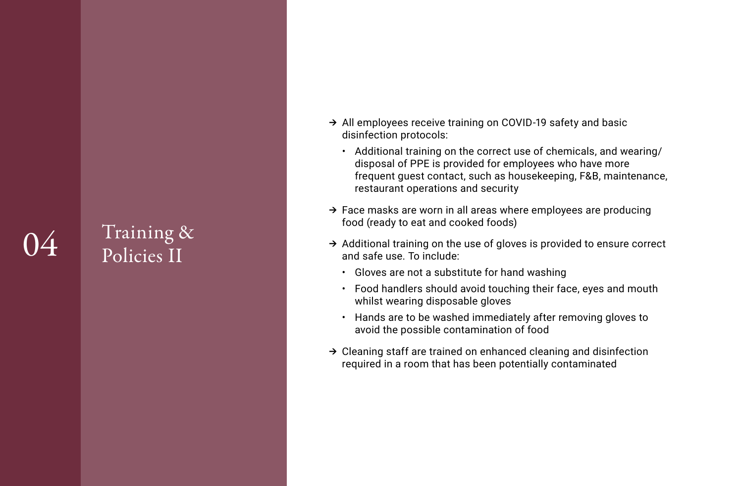# 04 Training & Policies II

- → All employees receive training on COVID-19 safety and basic disinfection protocols:
  - Additional training on the correct use of chemicals, and wearing/disposal of PPE is provided for employees who have more frequent guest contact, such as housekeeping, F&B, maintenance, restaurant operations and security
- → Face masks are worn in all areas where employees are producing food (ready to eat and cooked foods)
- → Additional training on the use of gloves is provided to ensure correct and safe use. To include:
  - Gloves are not a substitute for hand washing
  - Food handlers should avoid touching their face, eyes and mouth whilst wearing disposable gloves
  - Hands are to be washed immediately after removing gloves to avoid the possible contamination of food
- → Cleaning staff are trained on enhanced cleaning and disinfection required in a room that has been potentially contaminated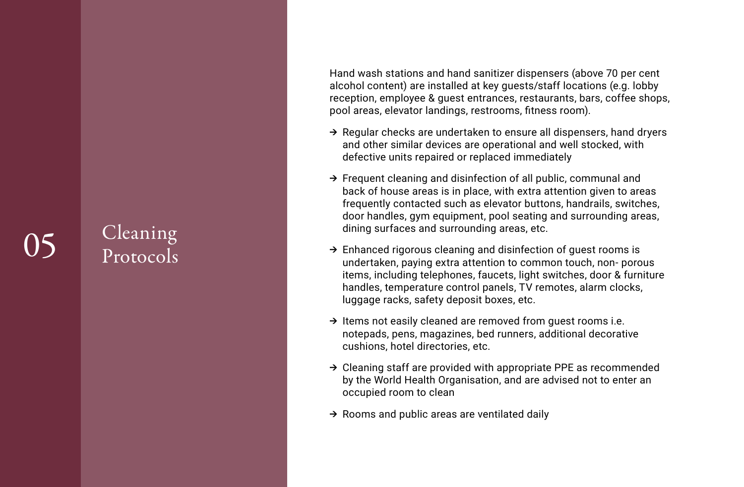# 05 Cleaning Protocols

Hand wash stations and hand sanitizer dispensers (above 70 per cent alcohol content) are installed at key guests/staff locations (e.g. lobby reception, employee & guest entrances, restaurants, bars, coffee shops, pool areas, elevator landings, restrooms, fitness room).

- Regular checks are undertaken to ensure all dispensers, hand dryers and other similar devices are operational and well stocked, with defective units repaired or replaced immediately
- Frequent cleaning and disinfection of all public, communal and back of house areas is in place, with extra attention given to areas frequently contacted such as elevator buttons, handrails, switches, door handles, gym equipment, pool seating and surrounding areas, dining surfaces and surrounding areas, etc.
- Enhanced rigorous cleaning and disinfection of guest rooms is undertaken, paying extra attention to common touch, non- porous items, including telephones, faucets, light switches, door & furniture handles, temperature control panels, TV remotes, alarm clocks, luggage racks, safety deposit boxes, etc.
- Items not easily cleaned are removed from guest rooms i.e. notepads, pens, magazines, bed runners, additional decorative cushions, hotel directories, etc.
- Cleaning staff are provided with appropriate PPE as recommended by the World Health Organisation, and are advised not to enter an occupied room to clean
- Rooms and public areas are ventilated daily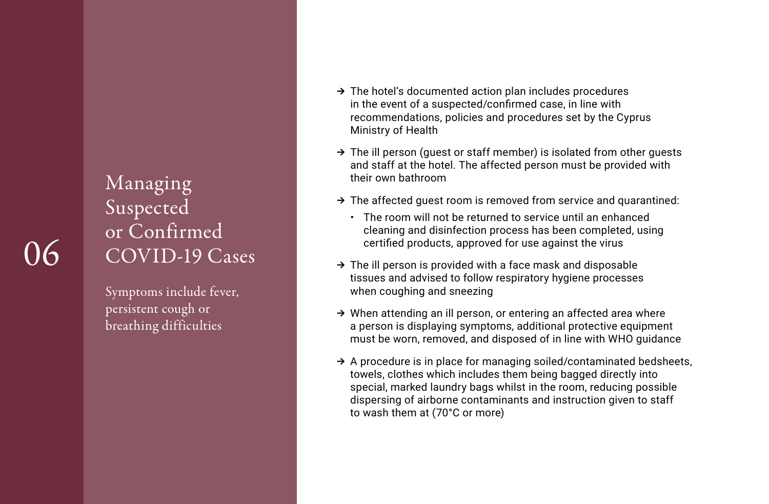# 06 Managing Suspected or Confirmed COVID-19 Cases

Symptoms include fever, persistent cough or breathing difficulties

- → The hotel's documented action plan includes procedures in the event of a suspected/confirmed case, in line with recommendations, policies and procedures set by the Cyprus Ministry of Health
- → The ill person (guest or staff member) is isolated from other guests and staff at the hotel. The affected person must be provided with their own bathroom
- → The affected guest room is removed from service and quarantined:
  - The room will not be returned to service until an enhanced cleaning and disinfection process has been completed, using certified products, approved for use against the virus
- → The ill person is provided with a face mask and disposable tissues and advised to follow respiratory hygiene processes when coughing and sneezing
- → When attending an ill person, or entering an affected area where a person is displaying symptoms, additional protective equipment must be worn, removed, and disposed of in line with WHO guidance
- → A procedure is in place for managing soiled/contaminated bedsheets, towels, clothes which includes them being bagged directly into special, marked laundry bags whilst in the room, reducing possible dispersing of airborne contaminants and instruction given to staff to wash them at (70°C or more)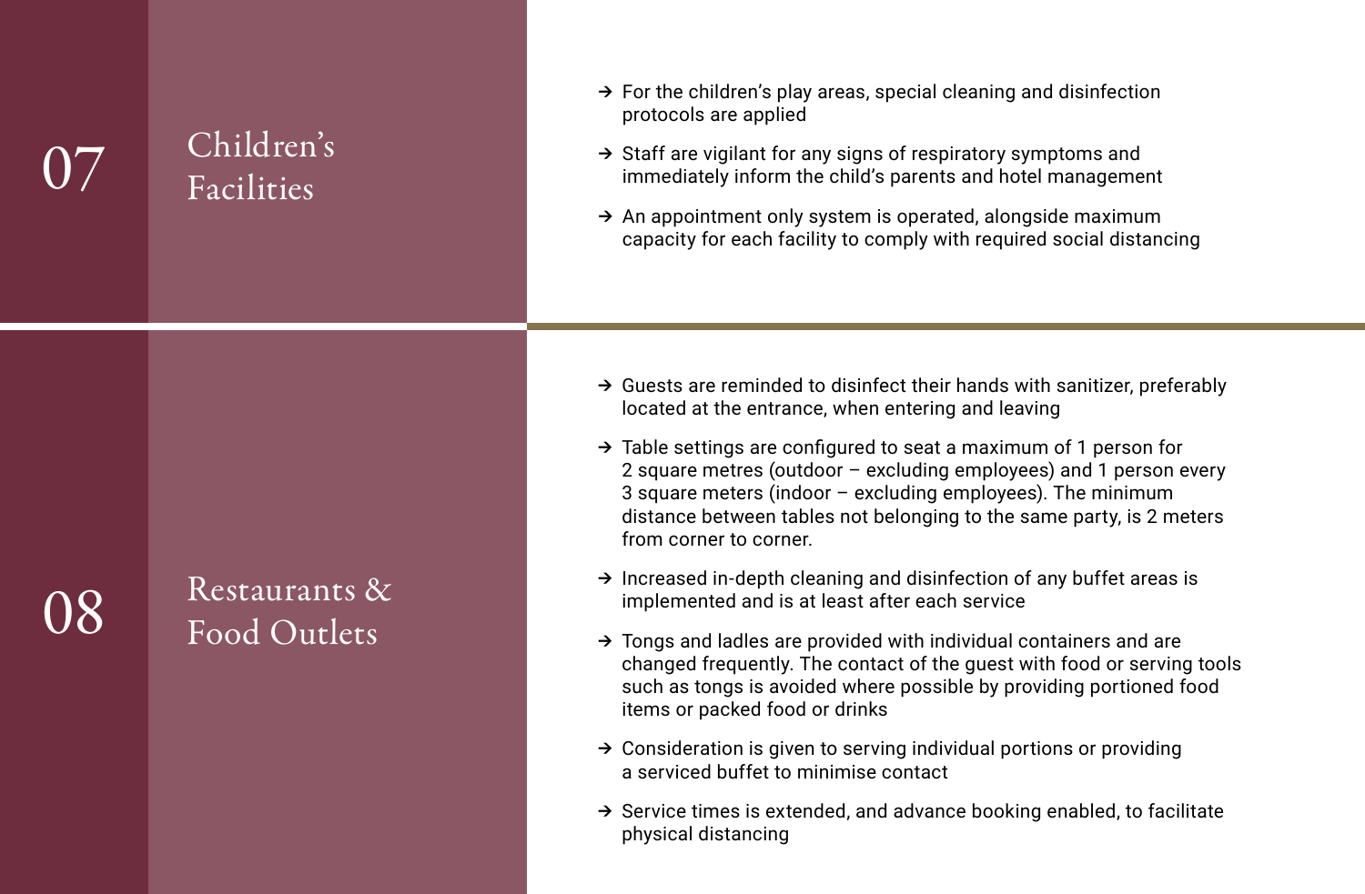## 07 Children's Facilities

- For the children's play areas, special cleaning and disinfection protocols are applied
- Staff are vigilant for any signs of respiratory symptoms and immediately inform the child's parents and hotel management
- An appointment only system is operated, alongside maximum capacity for each facility to comply with required social distancing

## 08 Restaurants & Food Outlets

- Guests are reminded to disinfect their hands with sanitizer, preferably located at the entrance, when entering and leaving
- Table settings are configured to seat a maximum of 1 person for 2 square metres (outdoor – excluding employees) and 1 person every 3 square meters (indoor – excluding employees). The minimum distance between tables not belonging to the same party, is 2 meters from corner to corner.
- Increased in-depth cleaning and disinfection of any buffet areas is implemented and is at least after each service
- Tongs and ladles are provided with individual containers and are changed frequently. The contact of the guest with food or serving tools such as tongs is avoided where possible by providing portioned food items or packed food or drinks
- Consideration is given to serving individual portions or providing a serviced buffet to minimise contact
- Service times is extended, and advance booking enabled, to facilitate physical distancing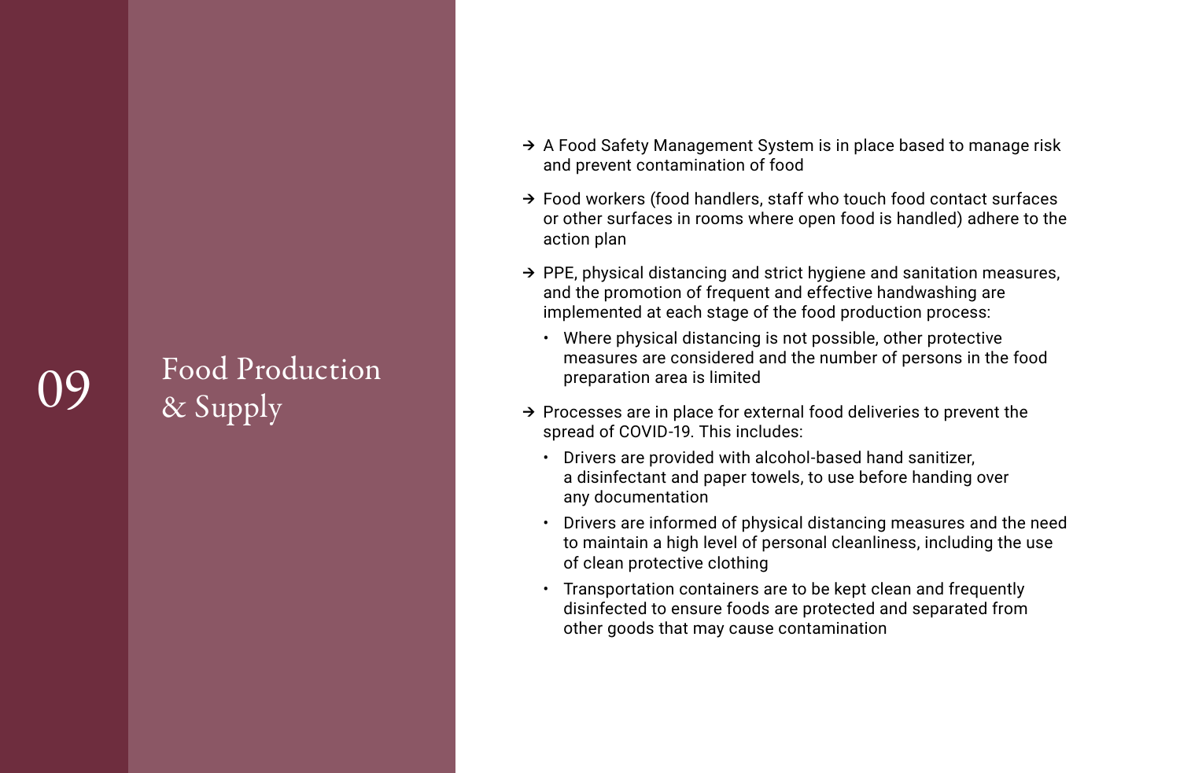# 09 Food Production & Supply

- A Food Safety Management System is in place based to manage risk and prevent contamination of food
- Food workers (food handlers, staff who touch food contact surfaces or other surfaces in rooms where open food is handled) adhere to the action plan
- PPE, physical distancing and strict hygiene and sanitation measures, and the promotion of frequent and effective handwashing are implemented at each stage of the food production process:
  - Where physical distancing is not possible, other protective measures are considered and the number of persons in the food preparation area is limited
- Processes are in place for external food deliveries to prevent the spread of COVID-19. This includes:
  - Drivers are provided with alcohol-based hand sanitizer, a disinfectant and paper towels, to use before handing over any documentation
  - Drivers are informed of physical distancing measures and the need to maintain a high level of personal cleanliness, including the use of clean protective clothing
  - Transportation containers are to be kept clean and frequently disinfected to ensure foods are protected and separated from other goods that may cause contamination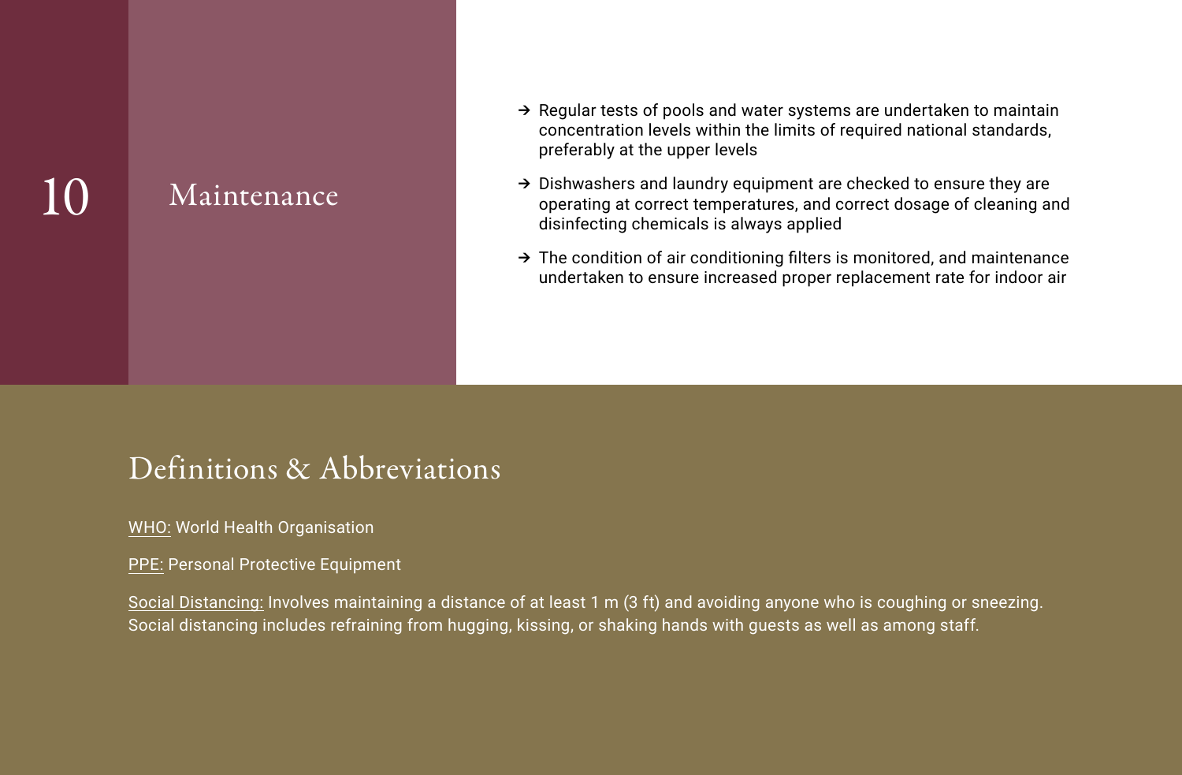## 10 Maintenance

- Regular tests of pools and water systems are undertaken to maintain concentration levels within the limits of required national standards, preferably at the upper levels
- Dishwashers and laundry equipment are checked to ensure they are operating at correct temperatures, and correct dosage of cleaning and disinfecting chemicals is always applied
- The condition of air conditioning filters is monitored, and maintenance undertaken to ensure increased proper replacement rate for indoor air

## Definitions & Abbreviations

WHO: World Health Organisation

PPE: Personal Protective Equipment

Social Distancing: Involves maintaining a distance of at least 1 m (3 ft) and avoiding anyone who is coughing or sneezing. Social distancing includes refraining from hugging, kissing, or shaking hands with guests as well as among staff.